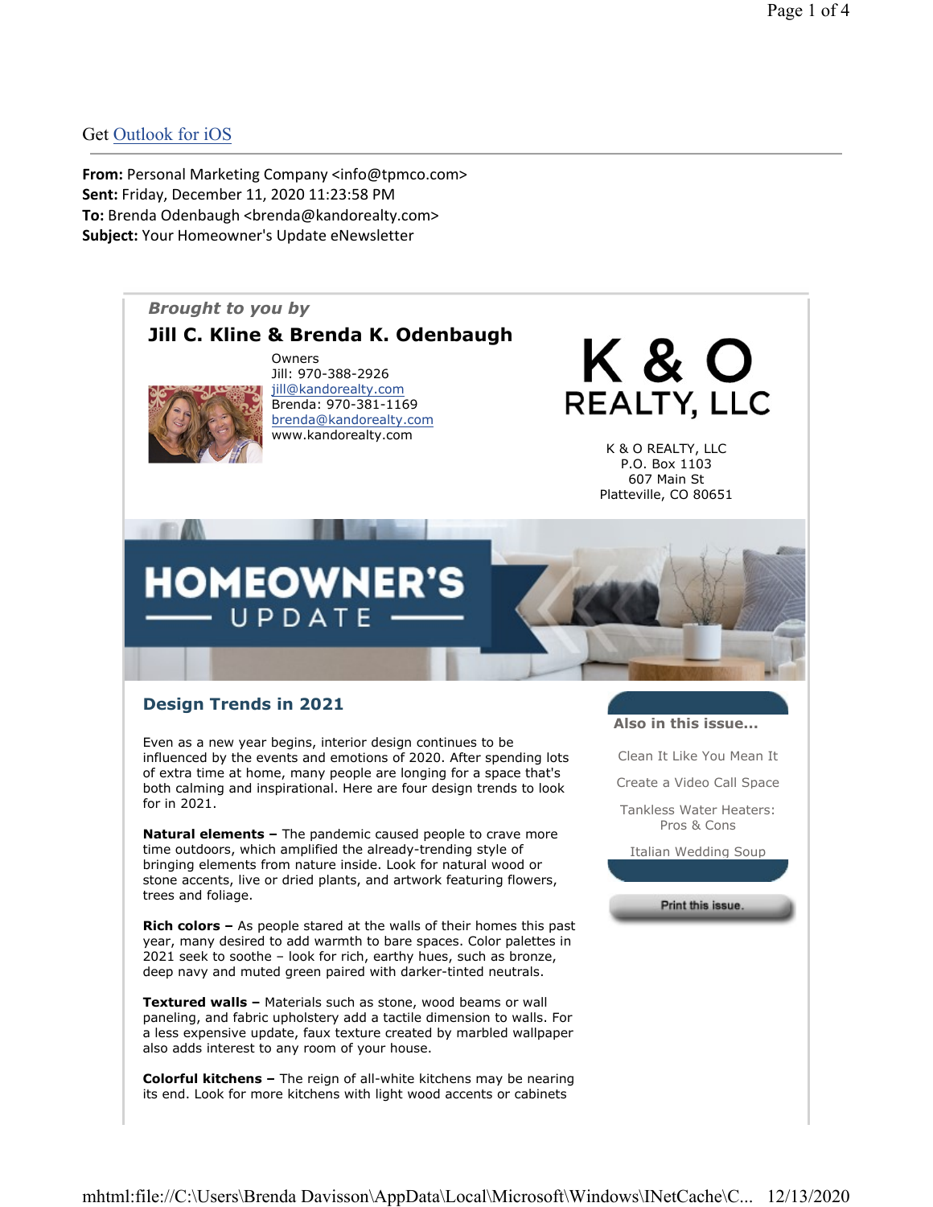Get Outlook for iOS

**From:** Personal Marketing Company <info@tpmco.com>
**Sent:** Friday, December 11, 2020 11:23:58 PM
**To:** Brenda Odenbaugh <brenda@kandorealty.com>
**Subject:** Your Homeowner's Update eNewsletter

*Brought to you by*

**Jill C. Kline & Brenda K. Odenbaugh**

Owners
Jill: 970-388-2926
jill@kandorealty.com
Brenda: 970-381-1169
brenda@kandorealty.com
www.kandorealty.com

K & O REALTY, LLC

K & O REALTY, LLC
P.O. Box 1103
607 Main St
Platteville, CO 80651

HOMEOWNER'S UPDATE

## Design Trends in 2021

Even as a new year begins, interior design continues to be influenced by the events and emotions of 2020. After spending lots of extra time at home, many people are longing for a space that's both calming and inspirational. Here are four design trends to look for in 2021.

**Natural elements –** The pandemic caused people to crave more time outdoors, which amplified the already-trending style of bringing elements from nature inside. Look for natural wood or stone accents, live or dried plants, and artwork featuring flowers, trees and foliage.

**Rich colors –** As people stared at the walls of their homes this past year, many desired to add warmth to bare spaces. Color palettes in 2021 seek to soothe – look for rich, earthy hues, such as bronze, deep navy and muted green paired with darker-tinted neutrals.

**Textured walls –** Materials such as stone, wood beams or wall paneling, and fabric upholstery add a tactile dimension to walls. For a less expensive update, faux texture created by marbled wallpaper also adds interest to any room of your house.

**Colorful kitchens –** The reign of all-white kitchens may be nearing its end. Look for more kitchens with light wood accents or cabinets

**Also in this issue...**

- Clean It Like You Mean It
- Create a Video Call Space
- Tankless Water Heaters: Pros & Cons
- Italian Wedding Soup

Print this issue.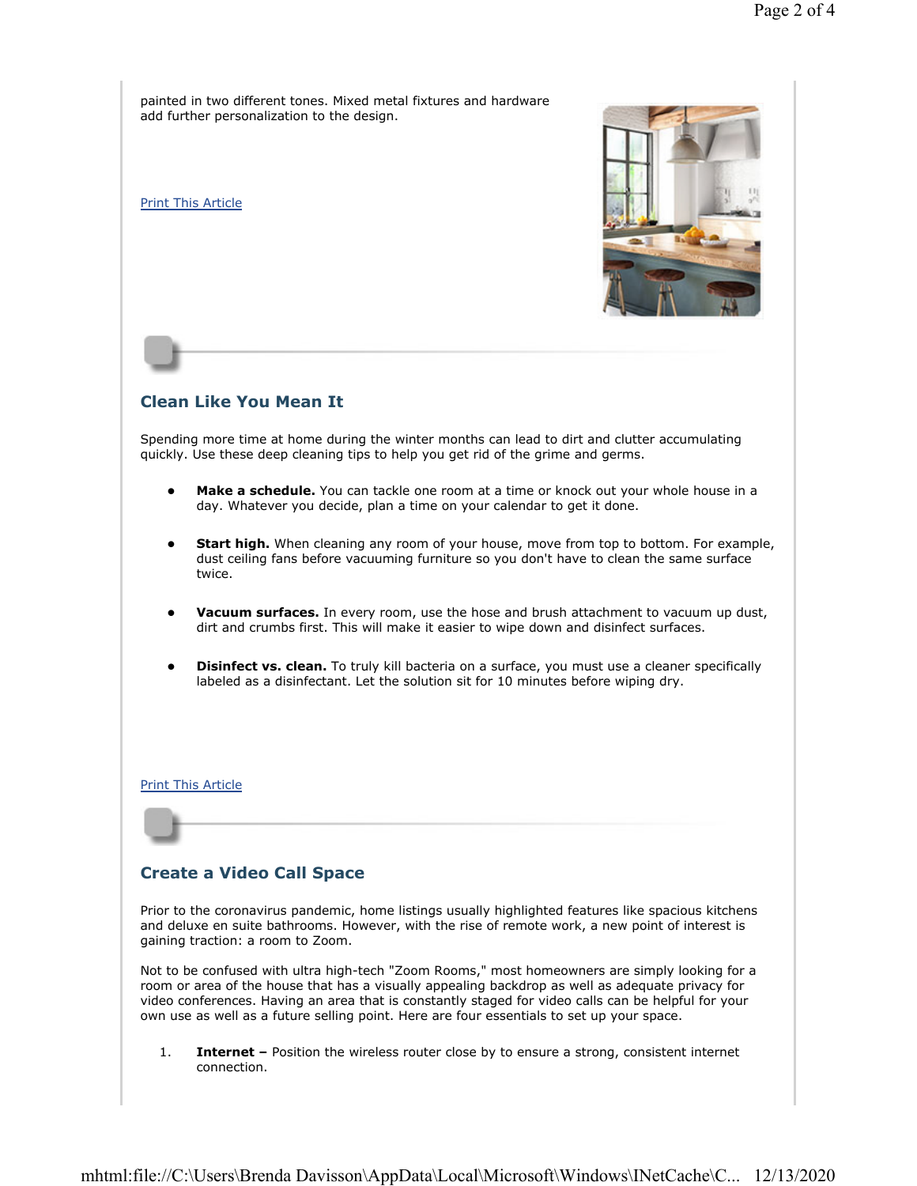painted in two different tones. Mixed metal fixtures and hardware add further personalization to the design.

Print This Article

## Clean Like You Mean It

Spending more time at home during the winter months can lead to dirt and clutter accumulating quickly. Use these deep cleaning tips to help you get rid of the grime and germs.

- **Make a schedule.** You can tackle one room at a time or knock out your whole house in a day. Whatever you decide, plan a time on your calendar to get it done.
- **Start high.** When cleaning any room of your house, move from top to bottom. For example, dust ceiling fans before vacuuming furniture so you don't have to clean the same surface twice.
- **Vacuum surfaces.** In every room, use the hose and brush attachment to vacuum up dust, dirt and crumbs first. This will make it easier to wipe down and disinfect surfaces.
- **Disinfect vs. clean.** To truly kill bacteria on a surface, you must use a cleaner specifically labeled as a disinfectant. Let the solution sit for 10 minutes before wiping dry.

Print This Article

## Create a Video Call Space

Prior to the coronavirus pandemic, home listings usually highlighted features like spacious kitchens and deluxe en suite bathrooms. However, with the rise of remote work, a new point of interest is gaining traction: a room to Zoom.

Not to be confused with ultra high-tech "Zoom Rooms," most homeowners are simply looking for a room or area of the house that has a visually appealing backdrop as well as adequate privacy for video conferences. Having an area that is constantly staged for video calls can be helpful for your own use as well as a future selling point. Here are four essentials to set up your space.

1. **Internet –** Position the wireless router close by to ensure a strong, consistent internet connection.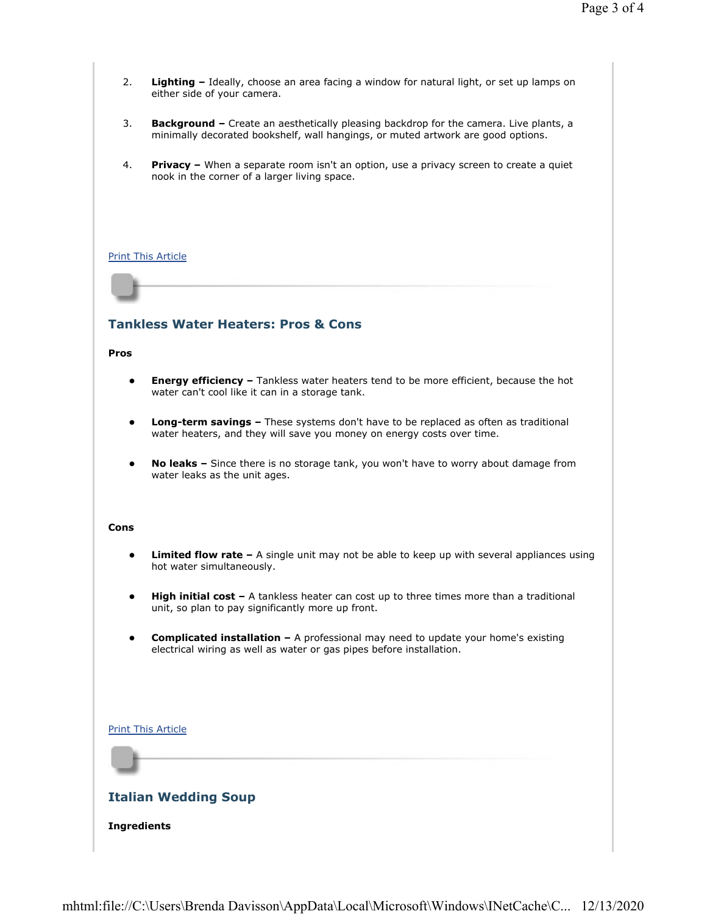2. **Lighting –** Ideally, choose an area facing a window for natural light, or set up lamps on either side of your camera.

3. **Background –** Create an aesthetically pleasing backdrop for the camera. Live plants, a minimally decorated bookshelf, wall hangings, or muted artwork are good options.

4. **Privacy –** When a separate room isn't an option, use a privacy screen to create a quiet nook in the corner of a larger living space.

Print This Article

## Tankless Water Heaters: Pros & Cons

**Pros**

- **Energy efficiency –** Tankless water heaters tend to be more efficient, because the hot water can't cool like it can in a storage tank.
- **Long-term savings –** These systems don't have to be replaced as often as traditional water heaters, and they will save you money on energy costs over time.
- **No leaks –** Since there is no storage tank, you won't have to worry about damage from water leaks as the unit ages.

**Cons**

- **Limited flow rate –** A single unit may not be able to keep up with several appliances using hot water simultaneously.
- **High initial cost –** A tankless heater can cost up to three times more than a traditional unit, so plan to pay significantly more up front.
- **Complicated installation –** A professional may need to update your home's existing electrical wiring as well as water or gas pipes before installation.

Print This Article

## Italian Wedding Soup

**Ingredients**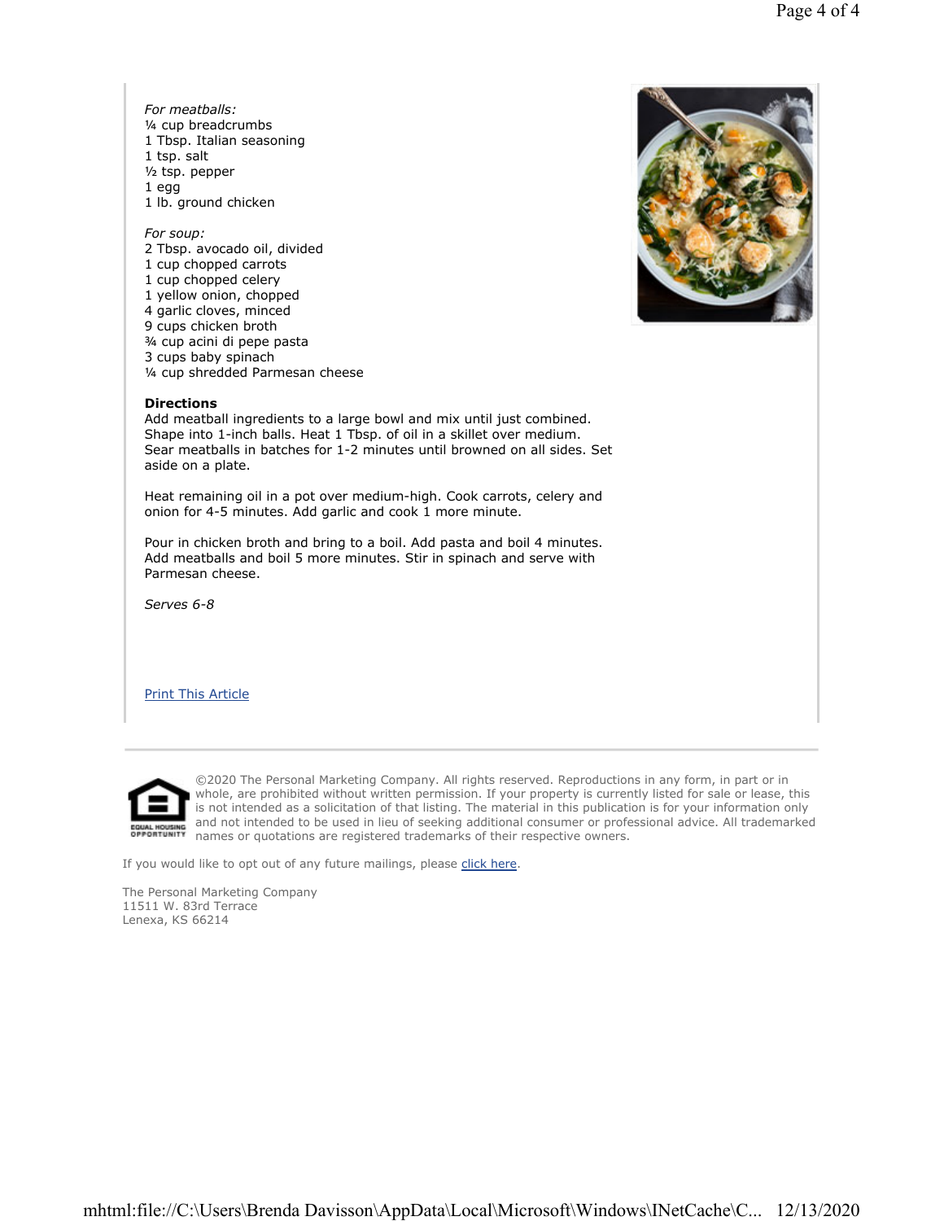*For meatballs:*
¼ cup breadcrumbs
1 Tbsp. Italian seasoning
1 tsp. salt
½ tsp. pepper
1 egg
1 lb. ground chicken

*For soup:*
2 Tbsp. avocado oil, divided
1 cup chopped carrots
1 cup chopped celery
1 yellow onion, chopped
4 garlic cloves, minced
9 cups chicken broth
¾ cup acini di pepe pasta
3 cups baby spinach
¼ cup shredded Parmesan cheese

**Directions**

Add meatball ingredients to a large bowl and mix until just combined. Shape into 1-inch balls. Heat 1 Tbsp. of oil in a skillet over medium. Sear meatballs in batches for 1-2 minutes until browned on all sides. Set aside on a plate.

Heat remaining oil in a pot over medium-high. Cook carrots, celery and onion for 4-5 minutes. Add garlic and cook 1 more minute.

Pour in chicken broth and bring to a boil. Add pasta and boil 4 minutes. Add meatballs and boil 5 more minutes. Stir in spinach and serve with Parmesan cheese.

*Serves 6-8*

Print This Article

---

EQUAL HOUSING OPPORTUNITY

©2020 The Personal Marketing Company. All rights reserved. Reproductions in any form, in part or in whole, are prohibited without written permission. If your property is currently listed for sale or lease, this is not intended as a solicitation of that listing. The material in this publication is for your information only and not intended to be used in lieu of seeking additional consumer or professional advice. All trademarked names or quotations are registered trademarks of their respective owners.

If you would like to opt out of any future mailings, please click here.

The Personal Marketing Company
11511 W. 83rd Terrace
Lenexa, KS 66214